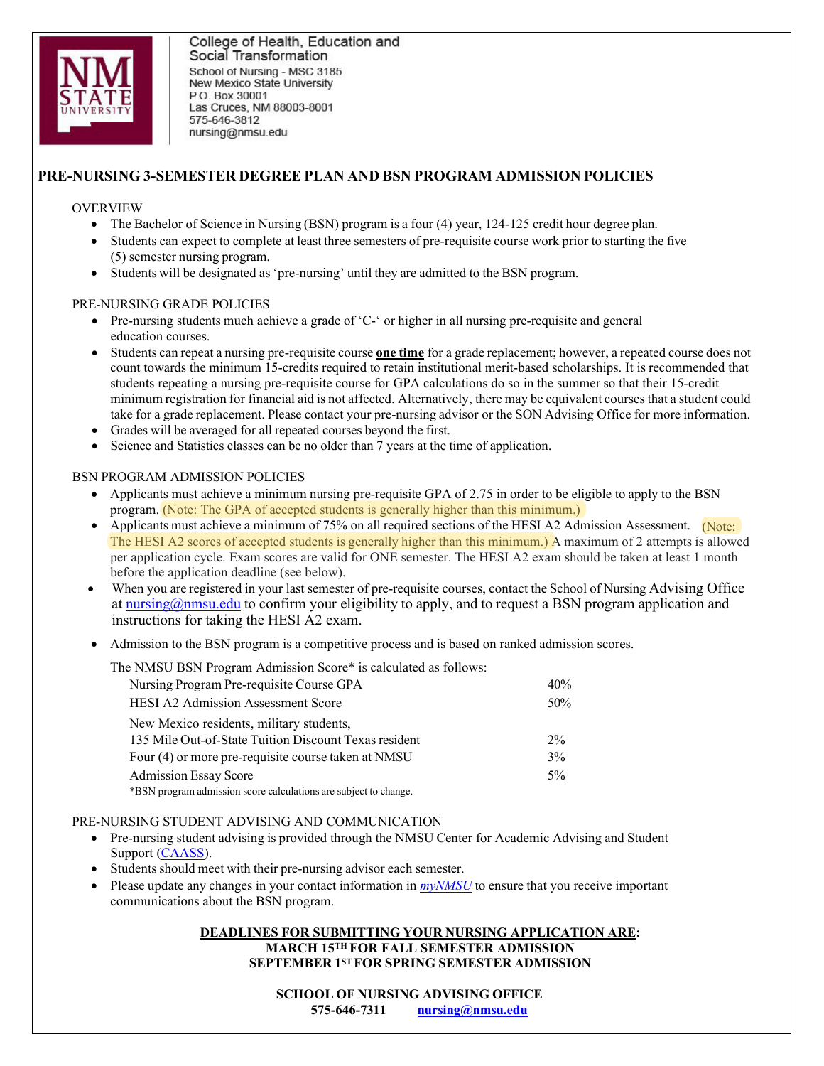College of Health, Education and Social Transformation
School of Nursing - MSC 3185
New Mexico State University
P.O. Box 30001
Las Cruces, NM 88003-8001
575-646-3812
nursing@nmsu.edu

# PRE-NURSING 3-SEMESTER DEGREE PLAN AND BSN PROGRAM ADMISSION POLICIES

## OVERVIEW

- The Bachelor of Science in Nursing (BSN) program is a four (4) year, 124-125 credit hour degree plan.
- Students can expect to complete at least three semesters of pre-requisite course work prior to starting the five (5) semester nursing program.
- Students will be designated as 'pre-nursing' until they are admitted to the BSN program.

## PRE-NURSING GRADE POLICIES

- Pre-nursing students much achieve a grade of 'C-' or higher in all nursing pre-requisite and general education courses.
- Students can repeat a nursing pre-requisite course **one time** for a grade replacement; however, a repeated course does not count towards the minimum 15-credits required to retain institutional merit-based scholarships. It is recommended that students repeating a nursing pre-requisite course for GPA calculations do so in the summer so that their 15-credit minimum registration for financial aid is not affected. Alternatively, there may be equivalent courses that a student could take for a grade replacement. Please contact your pre-nursing advisor or the SON Advising Office for more information.
- Grades will be averaged for all repeated courses beyond the first.
- Science and Statistics classes can be no older than 7 years at the time of application.

## BSN PROGRAM ADMISSION POLICIES

- Applicants must achieve a minimum nursing pre-requisite GPA of 2.75 in order to be eligible to apply to the BSN program. (Note: The GPA of accepted students is generally higher than this minimum.)
- Applicants must achieve a minimum of 75% on all required sections of the HESI A2 Admission Assessment. (Note: The HESI A2 scores of accepted students is generally higher than this minimum.) A maximum of 2 attempts is allowed per application cycle. Exam scores are valid for ONE semester. The HESI A2 exam should be taken at least 1 month before the application deadline (see below).
- When you are registered in your last semester of pre-requisite courses, contact the School of Nursing Advising Office at nursing@nmsu.edu to confirm your eligibility to apply, and to request a BSN program application and instructions for taking the HESI A2 exam.
- Admission to the BSN program is a competitive process and is based on ranked admission scores.

The NMSU BSN Program Admission Score* is calculated as follows:

| | |
|---|---|
| Nursing Program Pre-requisite Course GPA | 40% |
| HESI A2 Admission Assessment Score | 50% |
| New Mexico residents, military students, 135 Mile Out-of-State Tuition Discount Texas resident | 2% |
| Four (4) or more pre-requisite course taken at NMSU | 3% |
| Admission Essay Score | 5% |

*BSN program admission score calculations are subject to change.

## PRE-NURSING STUDENT ADVISING AND COMMUNICATION

- Pre-nursing student advising is provided through the NMSU Center for Academic Advising and Student Support (CAASS).
- Students should meet with their pre-nursing advisor each semester.
- Please update any changes in your contact information in *myNMSU* to ensure that you receive important communications about the BSN program.

**DEADLINES FOR SUBMITTING YOUR NURSING APPLICATION ARE:**
**MARCH 15TH FOR FALL SEMESTER ADMISSION**
**SEPTEMBER 1ST FOR SPRING SEMESTER ADMISSION**

**SCHOOL OF NURSING ADVISING OFFICE**
**575-646-7311 nursing@nmsu.edu**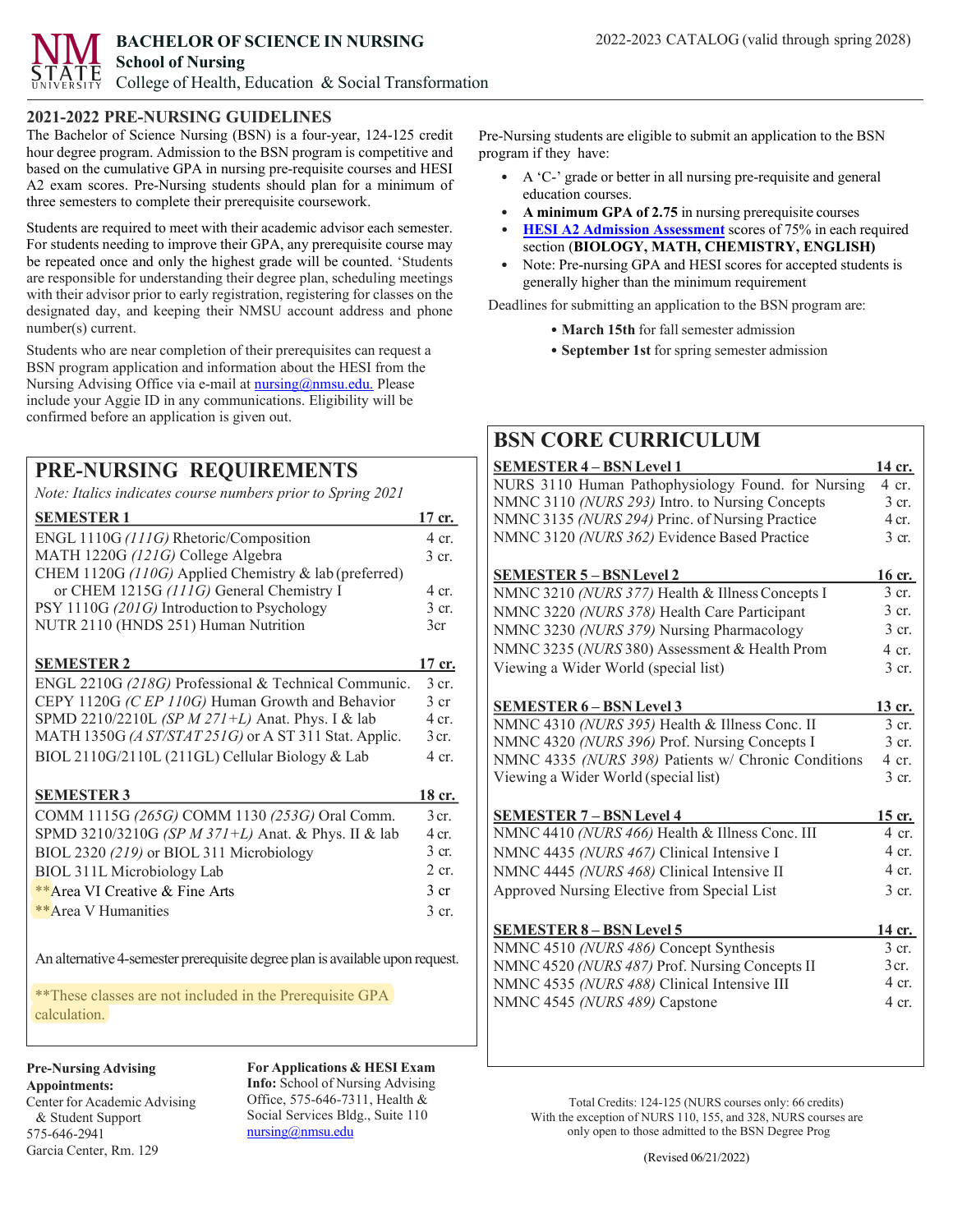# BACHELOR OF SCIENCE IN NURSING

**School of Nursing**

College of Health, Education & Social Transformation

2022-2023 CATALOG (valid through spring 2028)

## 2021-2022 PRE-NURSING GUIDELINES

The Bachelor of Science Nursing (BSN) is a four-year, 124-125 credit hour degree program. Admission to the BSN program is competitive and based on the cumulative GPA in nursing pre-requisite courses and HESI A2 exam scores. Pre-Nursing students should plan for a minimum of three semesters to complete their prerequisite coursework.

Students are required to meet with their academic advisor each semester. For students needing to improve their GPA, any prerequisite course may be repeated once and only the highest grade will be counted. 'Students are responsible for understanding their degree plan, scheduling meetings with their advisor prior to early registration, registering for classes on the designated day, and keeping their NMSU account address and phone number(s) current.

Students who are near completion of their prerequisites can request a BSN program application and information about the HESI from the Nursing Advising Office via e-mail at nursing@nmsu.edu. Please include your Aggie ID in any communications. Eligibility will be confirmed before an application is given out.

Pre-Nursing students are eligible to submit an application to the BSN program if they have:

- A 'C-' grade or better in all nursing pre-requisite and general education courses.
- **A minimum GPA of 2.75** in nursing prerequisite courses
- **HESI A2 Admission Assessment** scores of 75% in each required section (**BIOLOGY, MATH, CHEMISTRY, ENGLISH)**
- Note: Pre-nursing GPA and HESI scores for accepted students is generally higher than the minimum requirement

Deadlines for submitting an application to the BSN program are:

- **March 15th** for fall semester admission
- **September 1st** for spring semester admission

## PRE-NURSING REQUIREMENTS

*Note: Italics indicates course numbers prior to Spring 2021*

| **SEMESTER 1** | **17 cr.** |
|---|---|
| ENGL 1110G *(111G)* Rhetoric/Composition | 4 cr. |
| MATH 1220G *(121G)* College Algebra | 3 cr. |
| CHEM 1120G *(110G)* Applied Chemistry & lab (preferred) or CHEM 1215G *(111G)* General Chemistry I | 4 cr. |
| PSY 1110G *(201G)* Introduction to Psychology | 3 cr. |
| NUTR 2110 (HNDS 251) Human Nutrition | 3cr |
| **SEMESTER 2** | **17 cr.** |
| ENGL 2210G *(218G)* Professional & Technical Communic. | 3 cr. |
| CEPY 1120G *(C EP 110G)* Human Growth and Behavior | 3 cr |
| SPMD 2210/2210L *(SP M 271+L)* Anat. Phys. I & lab | 4 cr. |
| MATH 1350G *(A ST/STAT 251G)* or A ST 311 Stat. Applic. | 3 cr. |
| BIOL 2110G/2110L (211GL) Cellular Biology & Lab | 4 cr. |
| **SEMESTER 3** | **18 cr.** |
| COMM 1115G *(265G)* COMM 1130 *(253G)* Oral Comm. | 3 cr. |
| SPMD 3210/3210G *(SP M 371+L)* Anat. & Phys. II & lab | 4 cr. |
| BIOL 2320 *(219)* or BIOL 311 Microbiology | 3 cr. |
| BIOL 311L Microbiology Lab | 2 cr. |
| **Area VI Creative & Fine Arts | 3 cr |
| **Area V Humanities | 3 cr. |

An alternative 4-semester prerequisite degree plan is available upon request.

**These classes are not included in the Prerequisite GPA calculation.

## BSN CORE CURRICULUM

| **SEMESTER 4 – BSN Level 1** | **14 cr.** |
|---|---|
| NURS 3110 Human Pathophysiology Found. for Nursing | 4 cr. |
| NMNC 3110 *(NURS 293)* Intro. to Nursing Concepts | 3 cr. |
| NMNC 3135 *(NURS 294)* Princ. of Nursing Practice | 4 cr. |
| NMNC 3120 *(NURS 362)* Evidence Based Practice | 3 cr. |
| **SEMESTER 5 – BSN Level 2** | **16 cr.** |
| NMNC 3210 *(NURS 377)* Health & Illness Concepts I | 3 cr. |
| NMNC 3220 *(NURS 378)* Health Care Participant | 3 cr. |
| NMNC 3230 *(NURS 379)* Nursing Pharmacology | 3 cr. |
| NMNC 3235 (*NURS* 380) Assessment & Health Prom | 4 cr. |
| Viewing a Wider World (special list) | 3 cr. |
| **SEMESTER 6 – BSN Level 3** | **13 cr.** |
| NMNC 4310 *(NURS 395)* Health & Illness Conc. II | 3 cr. |
| NMNC 4320 *(NURS 396)* Prof. Nursing Concepts I | 3 cr. |
| NMNC 4335 *(NURS 398)* Patients w/ Chronic Conditions | 4 cr. |
| Viewing a Wider World (special list) | 3 cr. |
| **SEMESTER 7 – BSN Level 4** | **15 cr.** |
| NMNC 4410 *(NURS 466)* Health & Illness Conc. III | 4 cr. |
| NMNC 4435 *(NURS 467)* Clinical Intensive I | 4 cr. |
| NMNC 4445 *(NURS 468)* Clinical Intensive II | 4 cr. |
| Approved Nursing Elective from Special List | 3 cr. |
| **SEMESTER 8 – BSN Level 5** | **14 cr.** |
| NMNC 4510 *(NURS 486)* Concept Synthesis | 3 cr. |
| NMNC 4520 *(NURS 487)* Prof. Nursing Concepts II | 3cr. |
| NMNC 4535 *(NURS 488)* Clinical Intensive III | 4 cr. |
| NMNC 4545 *(NURS 489)* Capstone | 4 cr. |

**Pre-Nursing Advising Appointments:**
Center for Academic Advising & Student Support
575-646-2941
Garcia Center, Rm. 129

**For Applications & HESI Exam Info:** School of Nursing Advising Office, 575-646-7311, Health & Social Services Bldg., Suite 110
nursing@nmsu.edu

Total Credits: 124-125 (NURS courses only: 66 credits)
With the exception of NURS 110, 155, and 328, NURS courses are only open to those admitted to the BSN Degree Prog

(Revised 06/21/2022)